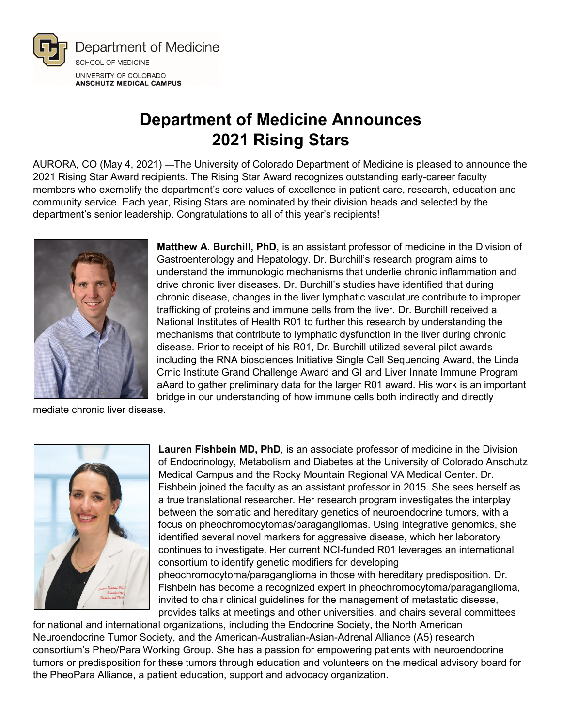Department of Medicine
SCHOOL OF MEDICINE
UNIVERSITY OF COLORADO
**ANSCHUTZ MEDICAL CAMPUS**

# Department of Medicine Announces 2021 Rising Stars

AURORA, CO (May 4, 2021) —The University of Colorado Department of Medicine is pleased to announce the 2021 Rising Star Award recipients. The Rising Star Award recognizes outstanding early-career faculty members who exemplify the department's core values of excellence in patient care, research, education and community service. Each year, Rising Stars are nominated by their division heads and selected by the department's senior leadership. Congratulations to all of this year's recipients!

**Matthew A. Burchill, PhD**, is an assistant professor of medicine in the Division of Gastroenterology and Hepatology. Dr. Burchill's research program aims to understand the immunologic mechanisms that underlie chronic inflammation and drive chronic liver diseases. Dr. Burchill's studies have identified that during chronic disease, changes in the liver lymphatic vasculature contribute to improper trafficking of proteins and immune cells from the liver. Dr. Burchill received a National Institutes of Health R01 to further this research by understanding the mechanisms that contribute to lymphatic dysfunction in the liver during chronic disease. Prior to receipt of his R01, Dr. Burchill utilized several pilot awards including the RNA biosciences Initiative Single Cell Sequencing Award, the Linda Crnic Institute Grand Challenge Award and GI and Liver Innate Immune Program aAard to gather preliminary data for the larger R01 award. His work is an important bridge in our understanding of how immune cells both indirectly and directly mediate chronic liver disease.

**Lauren Fishbein MD, PhD**, is an associate professor of medicine in the Division of Endocrinology, Metabolism and Diabetes at the University of Colorado Anschutz Medical Campus and the Rocky Mountain Regional VA Medical Center. Dr. Fishbein joined the faculty as an assistant professor in 2015. She sees herself as a true translational researcher. Her research program investigates the interplay between the somatic and hereditary genetics of neuroendocrine tumors, with a focus on pheochromocytomas/paragangliomas. Using integrative genomics, she identified several novel markers for aggressive disease, which her laboratory continues to investigate. Her current NCI-funded R01 leverages an international consortium to identify genetic modifiers for developing pheochromocytoma/paraganglioma in those with hereditary predisposition. Dr. Fishbein has become a recognized expert in pheochromocytoma/paraganglioma, invited to chair clinical guidelines for the management of metastatic disease, provides talks at meetings and other universities, and chairs several committees for national and international organizations, including the Endocrine Society, the North American Neuroendocrine Tumor Society, and the American-Australian-Asian-Adrenal Alliance (A5) research consortium's Pheo/Para Working Group. She has a passion for empowering patients with neuroendocrine tumors or predisposition for these tumors through education and volunteers on the medical advisory board for the PheoPara Alliance, a patient education, support and advocacy organization.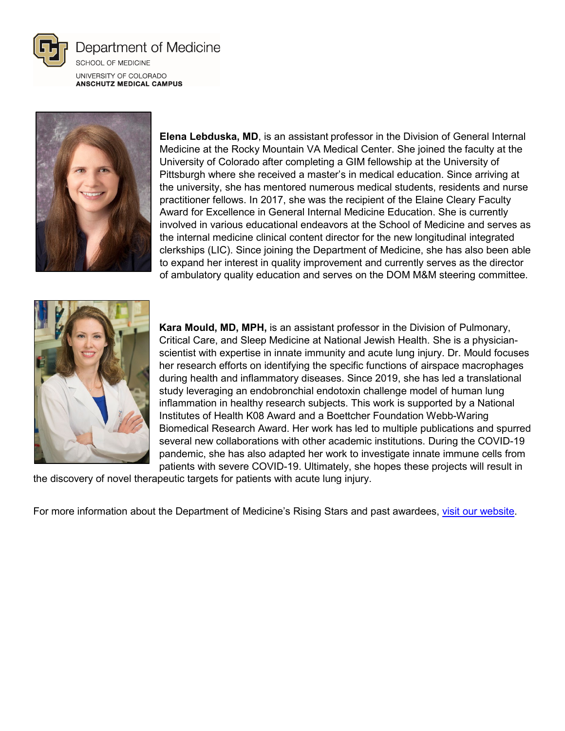**Elena Lebduska, MD**, is an assistant professor in the Division of General Internal Medicine at the Rocky Mountain VA Medical Center. She joined the faculty at the University of Colorado after completing a GIM fellowship at the University of Pittsburgh where she received a master's in medical education. Since arriving at the university, she has mentored numerous medical students, residents and nurse practitioner fellows. In 2017, she was the recipient of the Elaine Cleary Faculty Award for Excellence in General Internal Medicine Education. She is currently involved in various educational endeavors at the School of Medicine and serves as the internal medicine clinical content director for the new longitudinal integrated clerkships (LIC). Since joining the Department of Medicine, she has also been able to expand her interest in quality improvement and currently serves as the director of ambulatory quality education and serves on the DOM M&M steering committee.

**Kara Mould, MD, MPH,** is an assistant professor in the Division of Pulmonary, Critical Care, and Sleep Medicine at National Jewish Health. She is a physician-scientist with expertise in innate immunity and acute lung injury. Dr. Mould focuses her research efforts on identifying the specific functions of airspace macrophages during health and inflammatory diseases. Since 2019, she has led a translational study leveraging an endobronchial endotoxin challenge model of human lung inflammation in healthy research subjects. This work is supported by a National Institutes of Health K08 Award and a Boettcher Foundation Webb-Waring Biomedical Research Award. Her work has led to multiple publications and spurred several new collaborations with other academic institutions. During the COVID-19 pandemic, she has also adapted her work to investigate innate immune cells from patients with severe COVID-19. Ultimately, she hopes these projects will result in the discovery of novel therapeutic targets for patients with acute lung injury.

For more information about the Department of Medicine's Rising Stars and past awardees, visit our website.